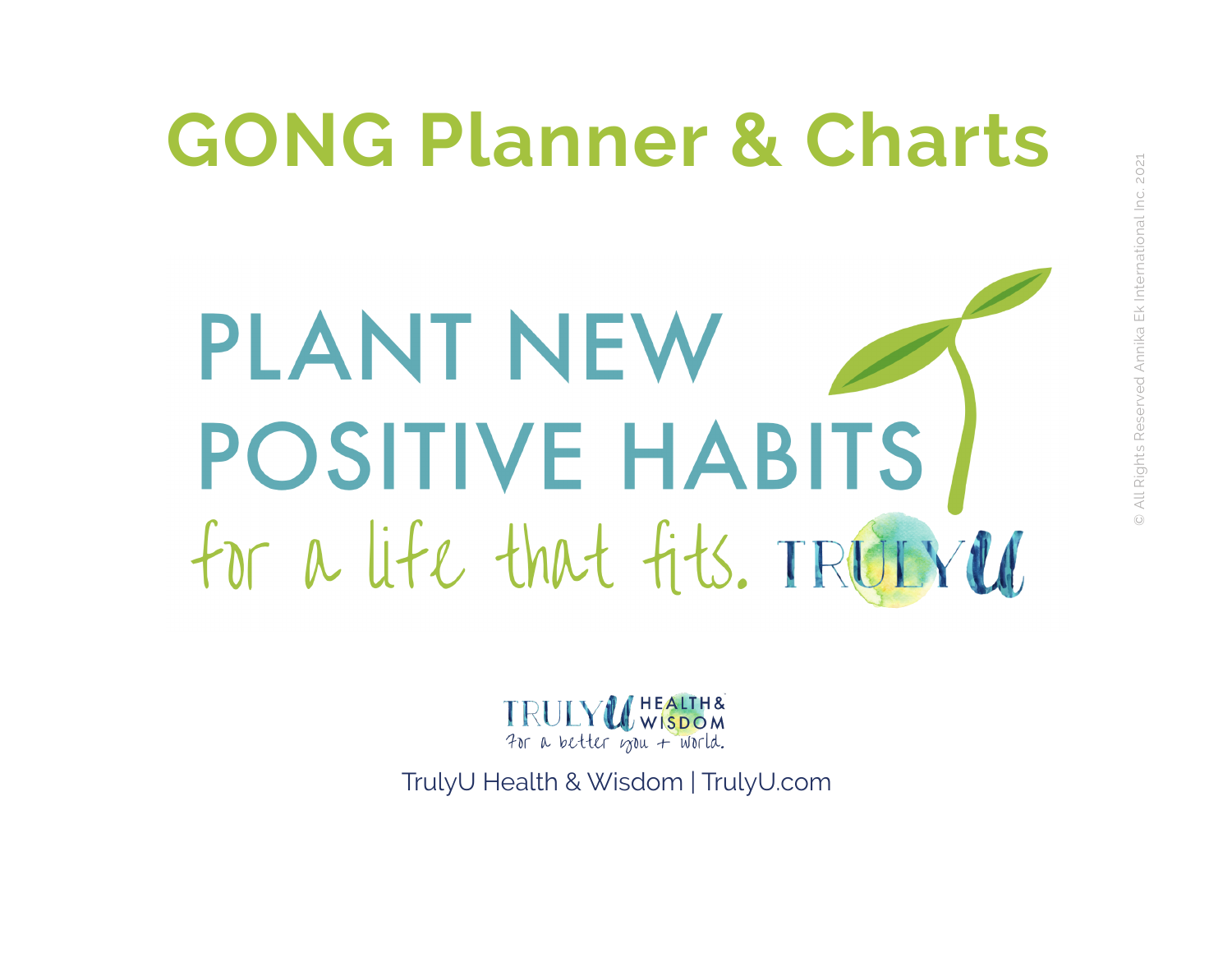# GONG Planner & Charts

## PLANT NEW POSITIVE HABITS

*for a life that fits.* TRULYU

TRULYU HEALTH & WISDOM
*For a better you + world.*

TrulyU Health & Wisdom | TrulyU.com

© All Rights Reserved Annika Ek International Inc. 2021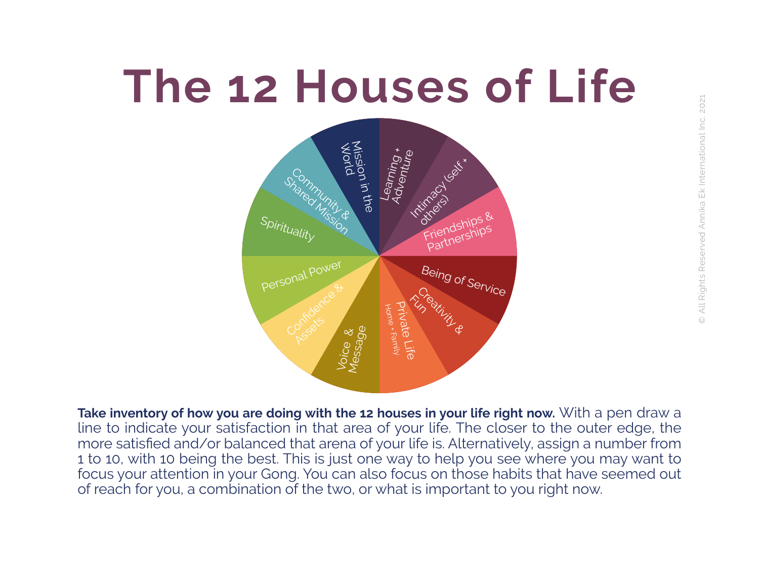# The 12 Houses of Life

- Learning + Adventure
- Intimacy (self + others)
- Friendships & Partnerships
- Being of Service
- Creativity & Fun
- Private Life (Home + Family)
- Voice & Message
- Confidence & Assets
- Personal Power
- Spirituality
- Community & Shared Mission
- Mission in the World

**Take inventory of how you are doing with the 12 houses in your life right now.** With a pen draw a line to indicate your satisfaction in that area of your life. The closer to the outer edge, the more satisfied and/or balanced that arena of your life is. Alternatively, assign a number from 1 to 10, with 10 being the best. This is just one way to help you see where you may want to focus your attention in your Gong. You can also focus on those habits that have seemed out of reach for you, a combination of the two, or what is important to you right now.

© All Rights Reserved Annika Ek International Inc. 2021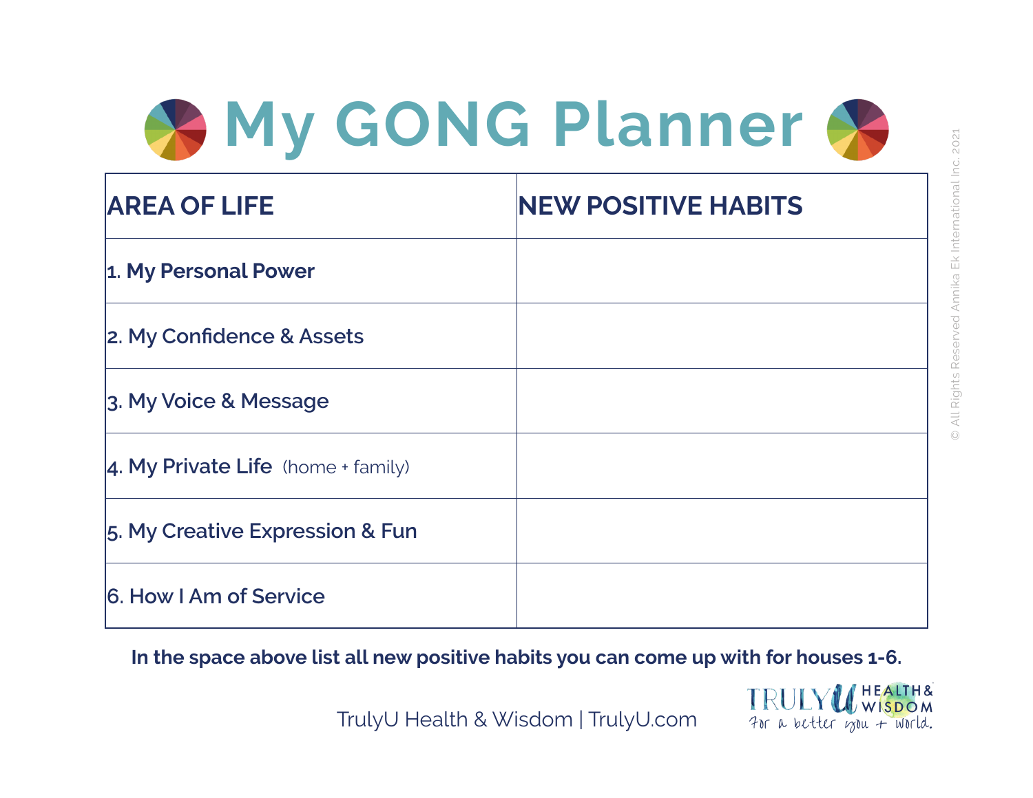# My GONG Planner

| AREA OF LIFE | NEW POSITIVE HABITS |
|---|---|
| 1. My Personal Power | |
| 2. My Confidence & Assets | |
| 3. My Voice & Message | |
| 4. My Private Life (home + family) | |
| 5. My Creative Expression & Fun | |
| 6. How I Am of Service | |

**In the space above list all new positive habits you can come up with for houses 1-6.**

TrulyU Health & Wisdom | TrulyU.com

TRULY U HEALTH & WISDOM For a better you + world.

© All Rights Reserved Annika Ek International Inc. 2021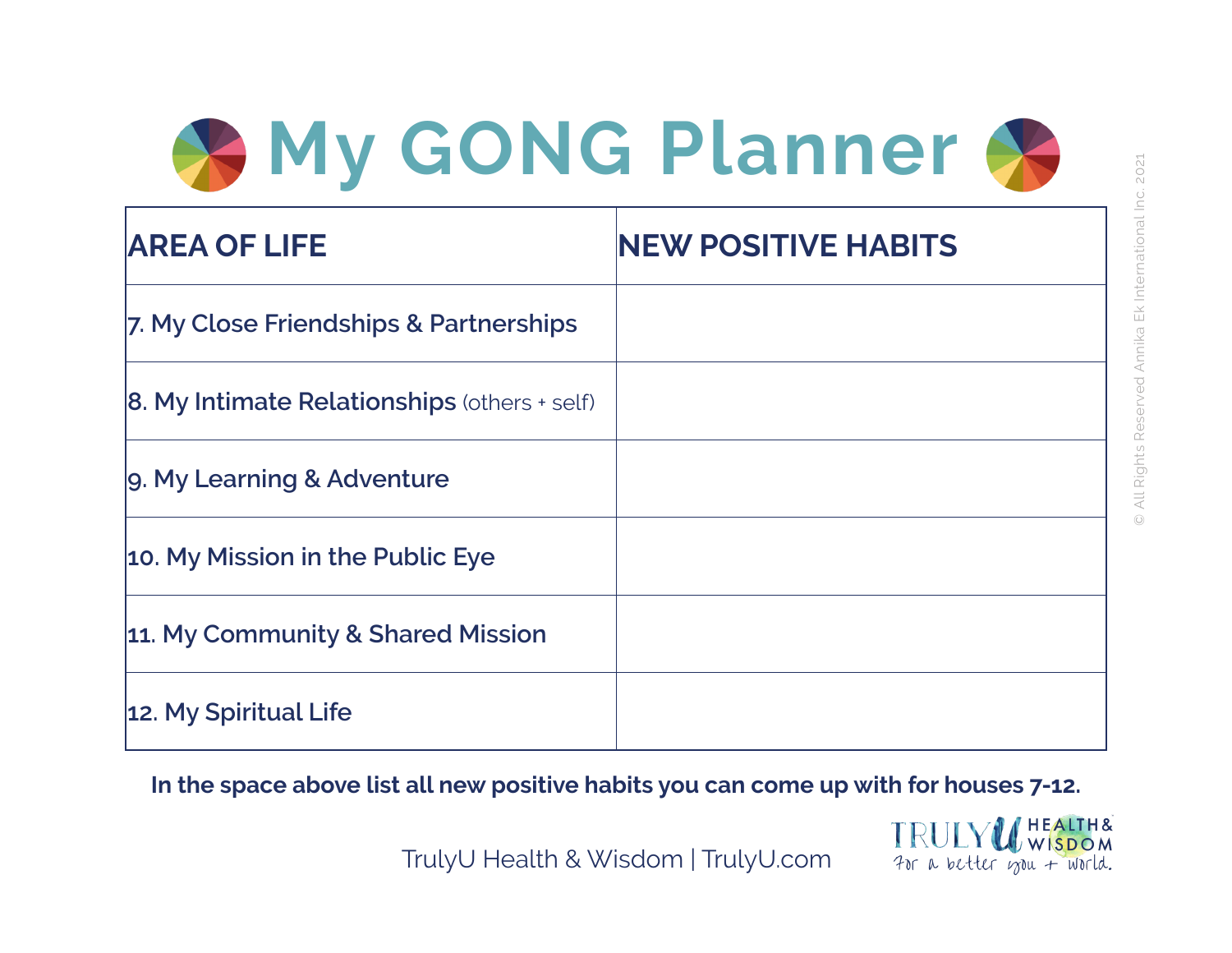# My GONG Planner

| AREA OF LIFE | NEW POSITIVE HABITS |
|---|---|
| 7. My Close Friendships & Partnerships | |
| 8. My Intimate Relationships (others + self) | |
| 9. My Learning & Adventure | |
| 10. My Mission in the Public Eye | |
| 11. My Community & Shared Mission | |
| 12. My Spiritual Life | |

**In the space above list all new positive habits you can come up with for houses 7-12.**

TrulyU Health & Wisdom | TrulyU.com

TRULY U HEALTH & WISDOM For a better you + world.

© All Rights Reserved Annika Ek International Inc. 2021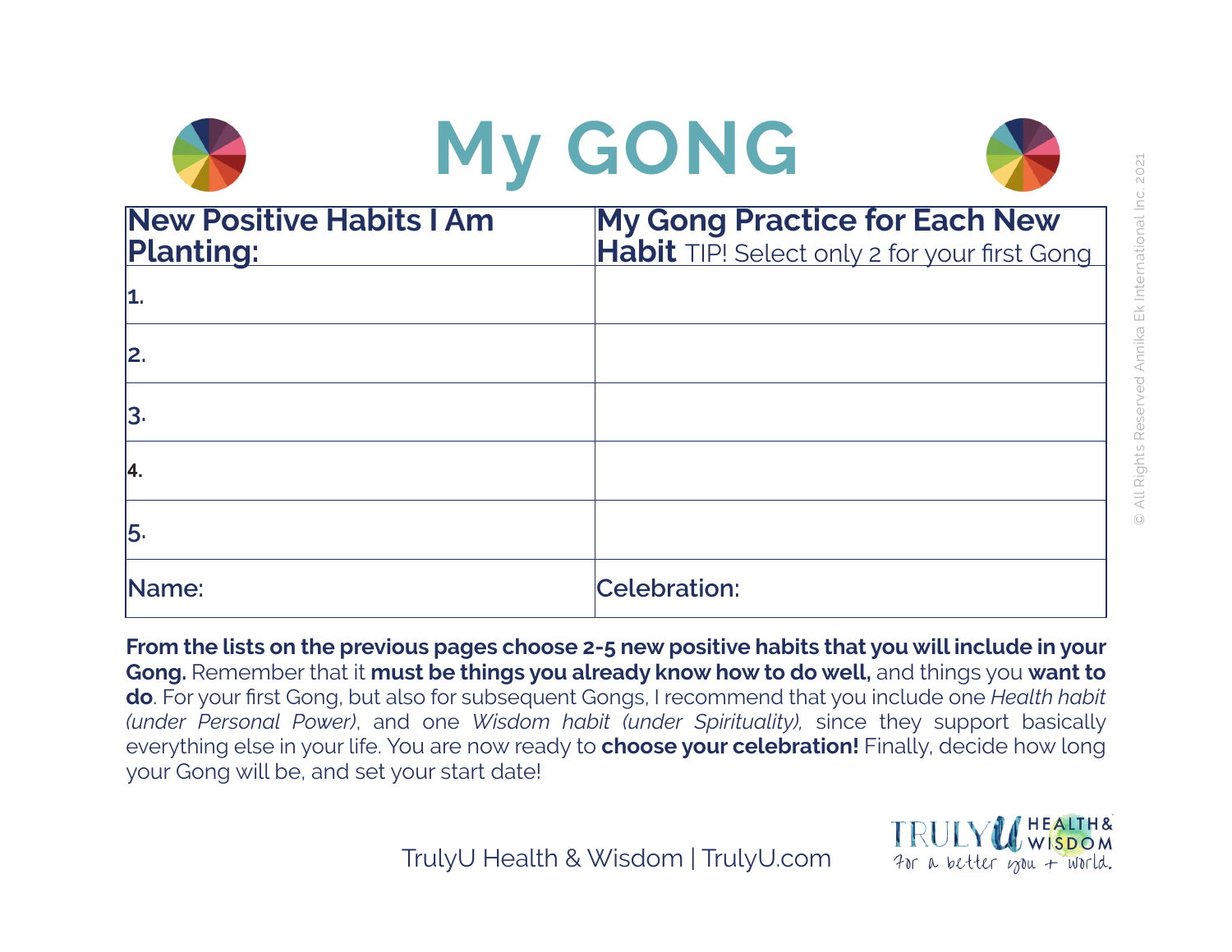# My GONG

| New Positive Habits I Am Planting: | My Gong Practice for Each New Habit TIP! Select only 2 for your first Gong |
|---|---|
| 1. | |
| 2. | |
| 3. | |
| 4. | |
| 5. | |
| Name: | Celebration: |

**From the lists on the previous pages choose 2-5 new positive habits that you will include in your Gong.** Remember that it **must be things you already know how to do well,** and things you **want to do**. For your first Gong, but also for subsequent Gongs, I recommend that you include one *Health habit (under Personal Power)*, and one *Wisdom habit (under Spirituality),* since they support basically everything else in your life. You are now ready to **choose your celebration!** Finally, decide how long your Gong will be, and set your start date!

TrulyU Health & Wisdom | TrulyU.com

TRULY U HEALTH & WISDOM
For a better you + world.

© All Rights Reserved Annika Ek International Inc. 2021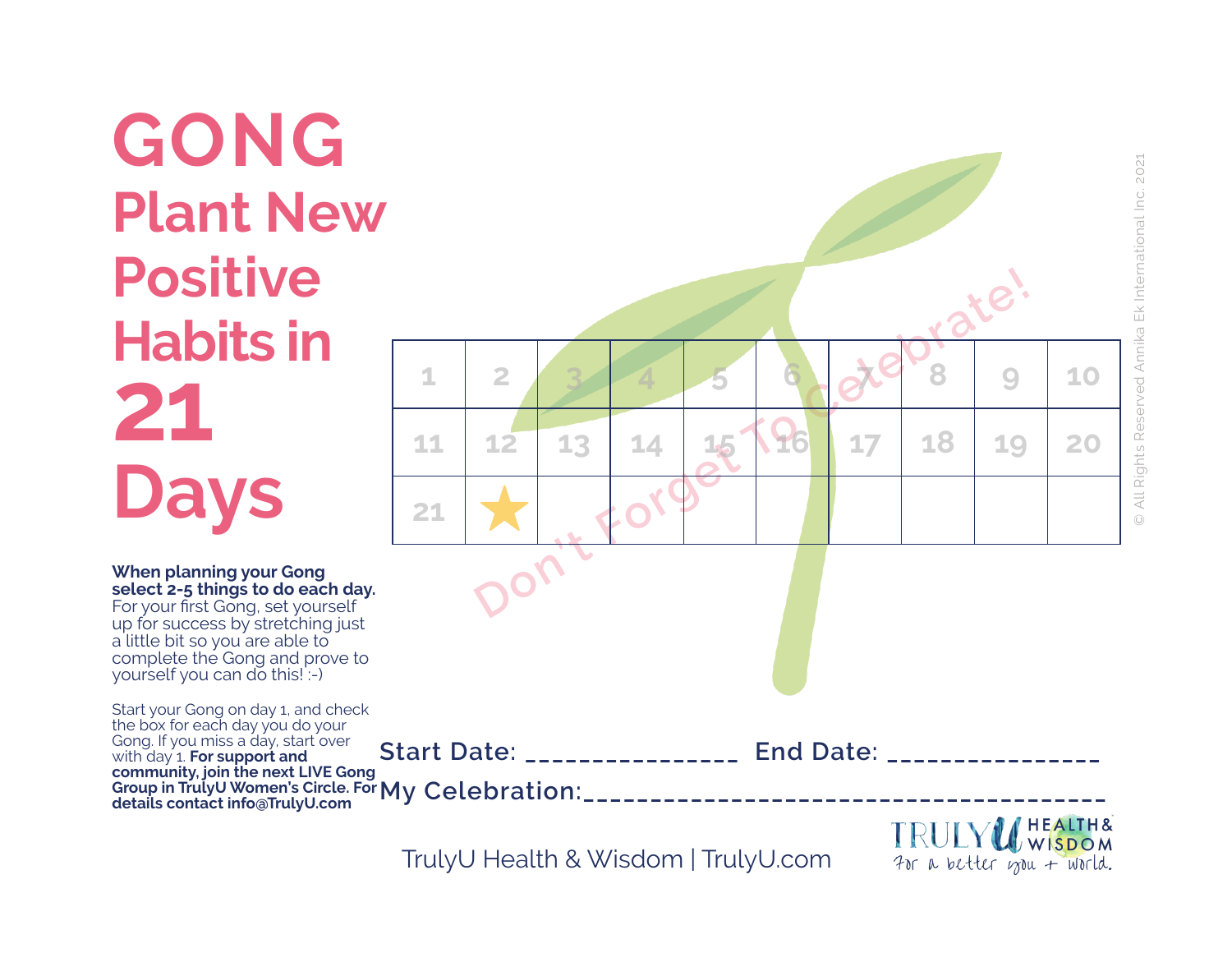# GONG

## Plant New Positive Habits in 21 Days

| 1 | 2 | 3 | 4 | 5 | 6 | 7 | 8 | 9 | 10 |
|---|---|---|---|---|---|---|---|---|---|
| 11 | 12 | 13 | 14 | 15 | 16 | 17 | 18 | 19 | 20 |
| 21 | ★ | | | | | | | | |

Don't Forget To Celebrate!

**When planning your Gong select 2-5 things to do each day.** For your first Gong, set yourself up for success by stretching just a little bit so you are able to complete the Gong and prove to yourself you can do this! :-)

Start your Gong on day 1, and check the box for each day you do your Gong. If you miss a day, start over with day 1. **For support and community, join the next LIVE Gong Group in TrulyU Women's Circle. For details contact info@TrulyU.com**

Start Date: _______________ End Date: _______________

My Celebration:________________________________________

TrulyU Health & Wisdom | TrulyU.com

TRULY U HEALTH & WISDOM
For a better you + world.

© All Rights Reserved Annika Ek International Inc. 2021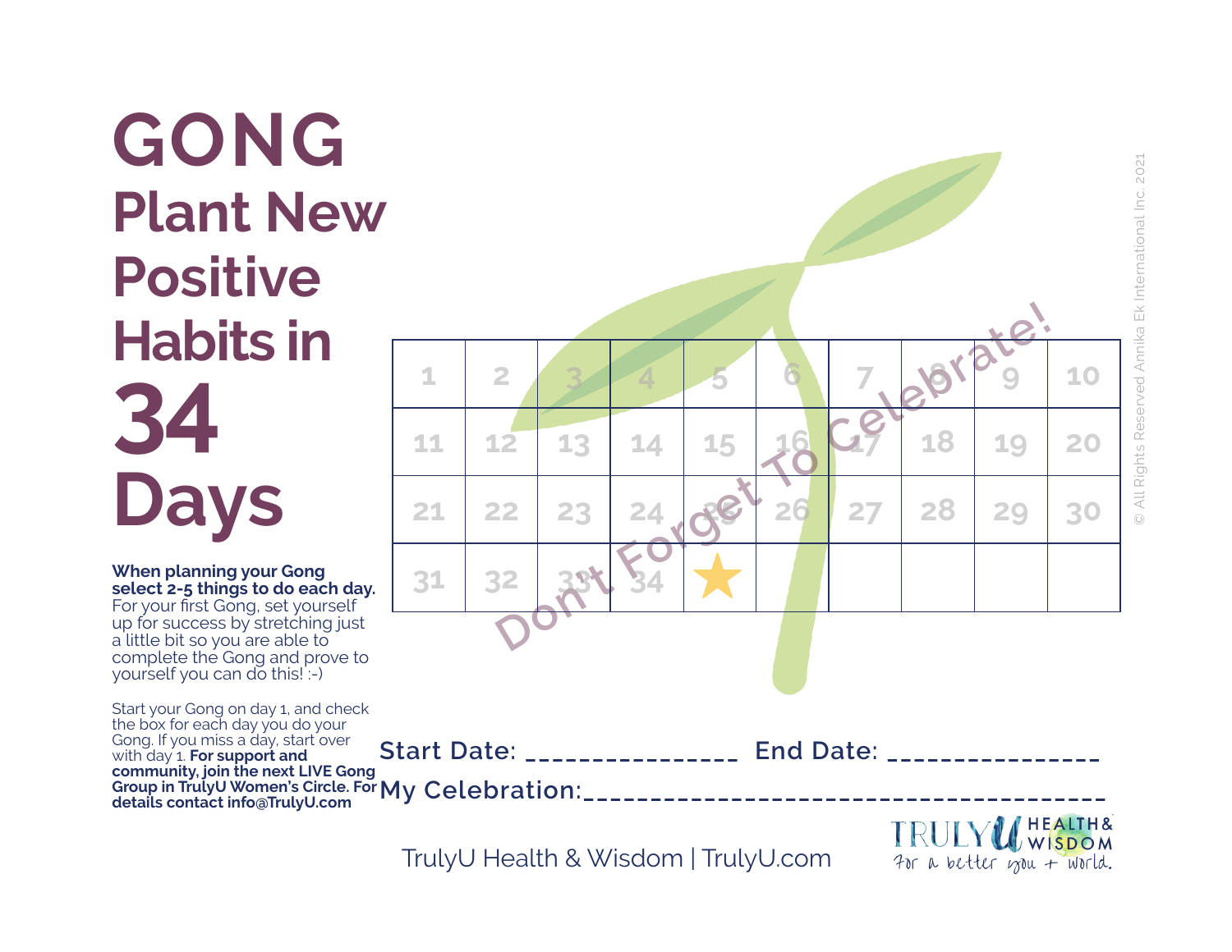# GONG

## Plant New Positive Habits in 34 Days

**When planning your Gong select 2-5 things to do each day.** For your first Gong, set yourself up for success by stretching just a little bit so you are able to complete the Gong and prove to yourself you can do this! :-)

Start your Gong on day 1, and check the box for each day you do your Gong. If you miss a day, start over with day 1. **For support and community, join the next LIVE Gong Group in TrulyU Women's Circle. For details contact info@TrulyU.com**

| 1 | 2 | 3 | 4 | 5 | 6 | 7 | 8 | 9 | 10 |
|---|---|---|---|---|---|---|---|---|---|
| 11 | 12 | 13 | 14 | 15 | 16 | 17 | 18 | 19 | 20 |
| 21 | 22 | 23 | 24 | 25 | 26 | 27 | 28 | 29 | 30 |
| 31 | 32 | 33 | 34 | ★ | | | | | |

Don't Forget To Celebrate!

Start Date: _______________ End Date: _______________

My Celebration: ________________________________________

TrulyU Health & Wisdom | TrulyU.com

TRULY U HEALTH & WISDOM
For a better you + world.

© All Rights Reserved Annika Ek International Inc. 2021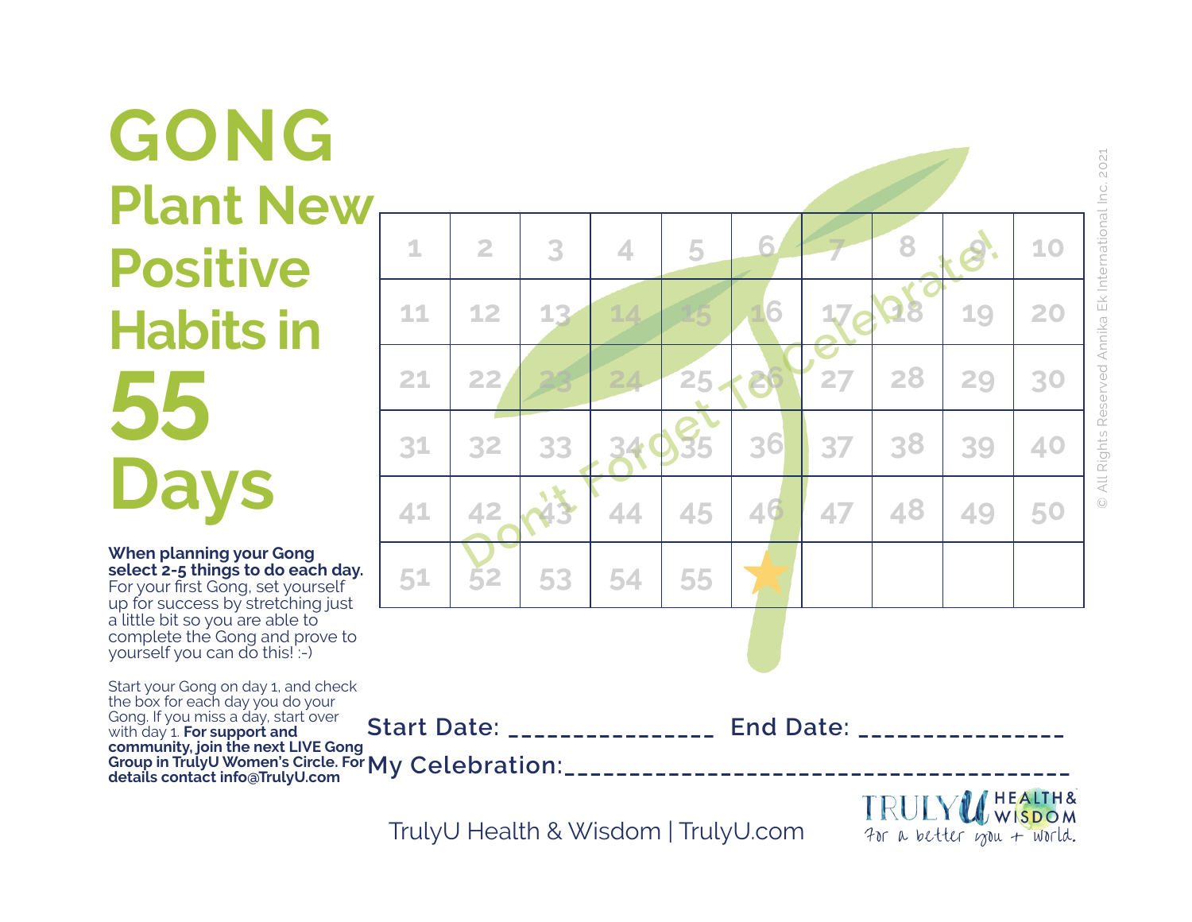# GONG

## Plant New Positive Habits in 55 Days

| 1 | 2 | 3 | 4 | 5 | 6 | 7 | 8 | 9 | 10 |
|---|---|---|---|---|---|---|---|---|---|
| 11 | 12 | 13 | 14 | 15 | 16 | 17 | 18 | 19 | 20 |
| 21 | 22 | 23 | 24 | 25 | 26 | 27 | 28 | 29 | 30 |
| 31 | 32 | 33 | 34 | 35 | 36 | 37 | 38 | 39 | 40 |
| 41 | 42 | 43 | 44 | 45 | 46 | 47 | 48 | 49 | 50 |
| 51 | 52 | 53 | 54 | 55 | ★ | | | | |

Don't Forget To Celebrate!

**When planning your Gong select 2-5 things to do each day.** For your first Gong, set yourself up for success by stretching just a little bit so you are able to complete the Gong and prove to yourself you can do this! :-)

Start your Gong on day 1, and check the box for each day you do your Gong. If you miss a day, start over with day 1. **For support and community, join the next LIVE Gong Group in TrulyU Women's Circle. For details contact info@TrulyU.com**

**Start Date:** _______________ **End Date:** _______________

**My Celebration:**_______________________________________

TrulyU Health & Wisdom | TrulyU.com

TRULY U HEALTH & WISDOM — For a better you + world.

© All Rights Reserved Annika Ek International Inc. 2021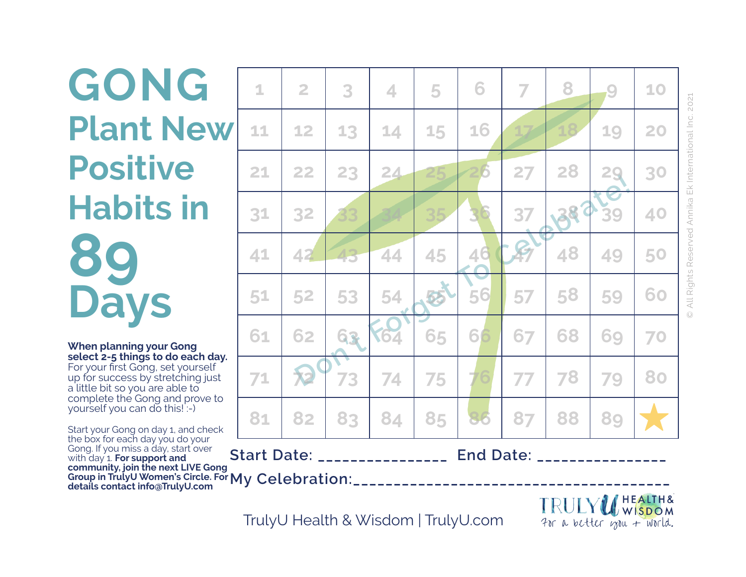# GONG

## Plant New Positive Habits in 89 Days

| | | | | | | | | | |
|---|---|---|---|---|---|---|---|---|---|
| 1 | 2 | 3 | 4 | 5 | 6 | 7 | 8 | 9 | 10 |
| 11 | 12 | 13 | 14 | 15 | 16 | 17 | 18 | 19 | 20 |
| 21 | 22 | 23 | 24 | 25 | 26 | 27 | 28 | 29 | 30 |
| 31 | 32 | 33 | 34 | 35 | 36 | 37 | 38 | 39 | 40 |
| 41 | 42 | 43 | 44 | 45 | 46 | 47 | 48 | 49 | 50 |
| 51 | 52 | 53 | 54 | 55 | 56 | 57 | 58 | 59 | 60 |
| 61 | 62 | 63 | 64 | 65 | 66 | 67 | 68 | 69 | 70 |
| 71 | 72 | 73 | 74 | 75 | 76 | 77 | 78 | 79 | 80 |
| 81 | 82 | 83 | 84 | 85 | 86 | 87 | 88 | 89 | ★ |

Don't Forget To Celebrate!

**When planning your Gong select 2-5 things to do each day.** For your first Gong, set yourself up for success by stretching just a little bit so you are able to complete the Gong and prove to yourself you can do this! :-)

Start your Gong on day 1, and check the box for each day you do your Gong. If you miss a day, start over with day 1. **For support and community, join the next LIVE Gong Group in TrulyU Women's Circle. For details contact info@TrulyU.com**

Start Date: _______________ End Date: _______________

My Celebration:_______________________________________

© All Rights Reserved Annika Ek International Inc. 2021

TrulyU Health & Wisdom | TrulyU.com

TRULY U HEALTH & WISDOM
For a better you + world.